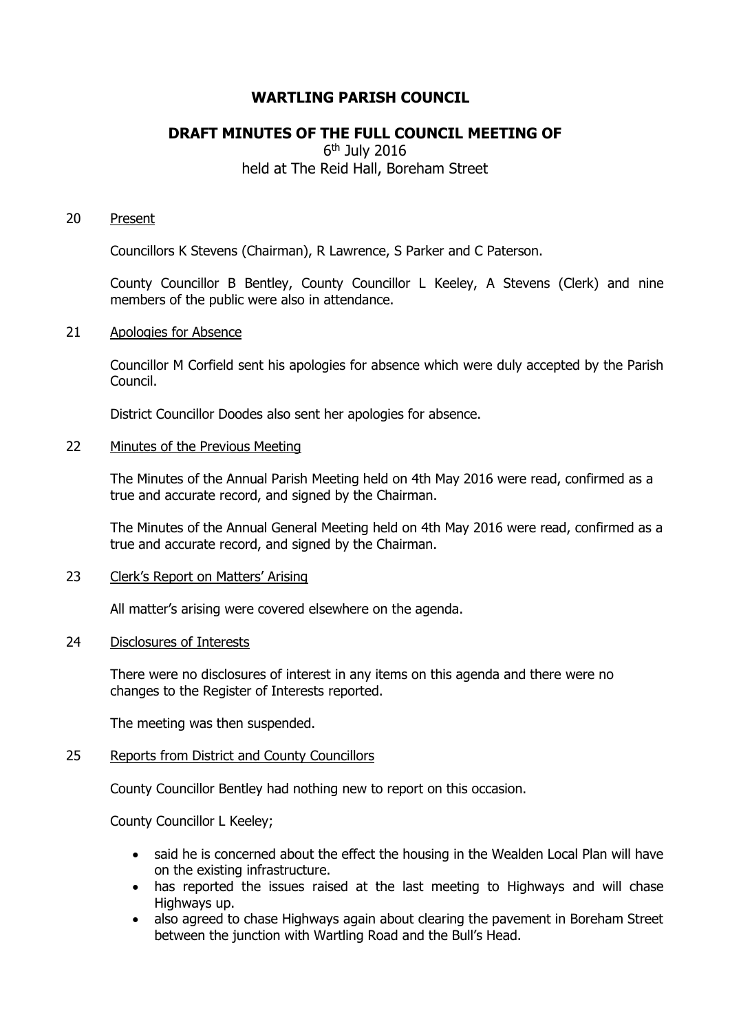# WARTLING PARISH COUNCIL

## DRAFT MINUTES OF THE FULL COUNCIL MEETING OF

6th July 2016
held at The Reid Hall, Boreham Street

20 Present

Councillors K Stevens (Chairman), R Lawrence, S Parker and C Paterson.

County Councillor B Bentley, County Councillor L Keeley, A Stevens (Clerk) and nine members of the public were also in attendance.

21 Apologies for Absence

Councillor M Corfield sent his apologies for absence which were duly accepted by the Parish Council.

District Councillor Doodes also sent her apologies for absence.

22 Minutes of the Previous Meeting

The Minutes of the Annual Parish Meeting held on 4th May 2016 were read, confirmed as a true and accurate record, and signed by the Chairman.

The Minutes of the Annual General Meeting held on 4th May 2016 were read, confirmed as a true and accurate record, and signed by the Chairman.

23 Clerk's Report on Matters' Arising

All matter's arising were covered elsewhere on the agenda.

24 Disclosures of Interests

There were no disclosures of interest in any items on this agenda and there were no changes to the Register of Interests reported.

The meeting was then suspended.

25 Reports from District and County Councillors

County Councillor Bentley had nothing new to report on this occasion.

County Councillor L Keeley;

- said he is concerned about the effect the housing in the Wealden Local Plan will have on the existing infrastructure.
- has reported the issues raised at the last meeting to Highways and will chase Highways up.
- also agreed to chase Highways again about clearing the pavement in Boreham Street between the junction with Wartling Road and the Bull's Head.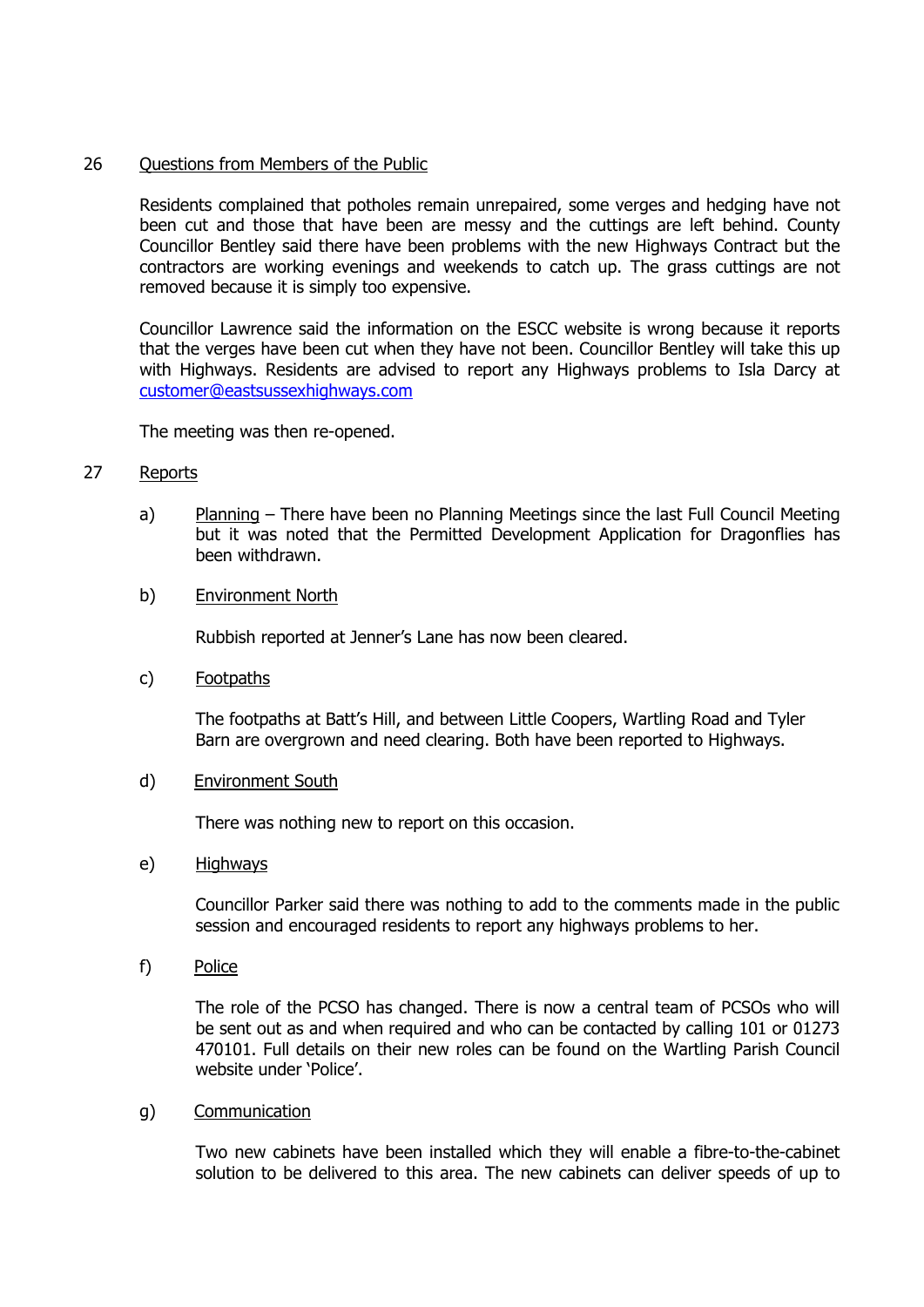26 Questions from Members of the Public

Residents complained that potholes remain unrepaired, some verges and hedging have not been cut and those that have been are messy and the cuttings are left behind. County Councillor Bentley said there have been problems with the new Highways Contract but the contractors are working evenings and weekends to catch up. The grass cuttings are not removed because it is simply too expensive.

Councillor Lawrence said the information on the ESCC website is wrong because it reports that the verges have been cut when they have not been. Councillor Bentley will take this up with Highways. Residents are advised to report any Highways problems to Isla Darcy at customer@eastsussexhighways.com

The meeting was then re-opened.

27 Reports

a) Planning – There have been no Planning Meetings since the last Full Council Meeting but it was noted that the Permitted Development Application for Dragonflies has been withdrawn.

b) Environment North

Rubbish reported at Jenner's Lane has now been cleared.

c) Footpaths

The footpaths at Batt's Hill, and between Little Coopers, Wartling Road and Tyler Barn are overgrown and need clearing. Both have been reported to Highways.

d) Environment South

There was nothing new to report on this occasion.

e) Highways

Councillor Parker said there was nothing to add to the comments made in the public session and encouraged residents to report any highways problems to her.

f) Police

The role of the PCSO has changed. There is now a central team of PCSOs who will be sent out as and when required and who can be contacted by calling 101 or 01273 470101. Full details on their new roles can be found on the Wartling Parish Council website under 'Police'.

g) Communication

Two new cabinets have been installed which they will enable a fibre-to-the-cabinet solution to be delivered to this area. The new cabinets can deliver speeds of up to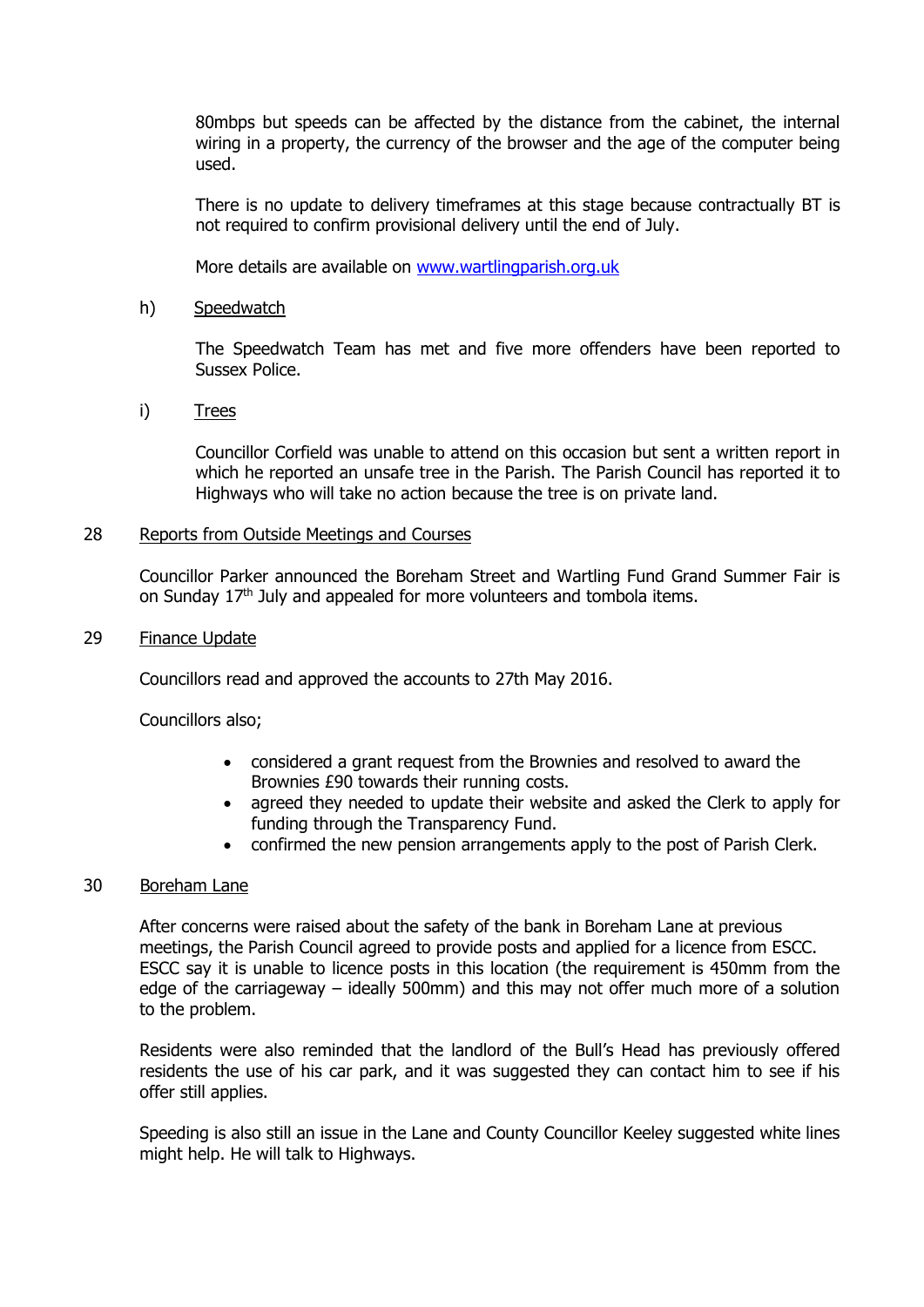80mbps but speeds can be affected by the distance from the cabinet, the internal wiring in a property, the currency of the browser and the age of the computer being used.

There is no update to delivery timeframes at this stage because contractually BT is not required to confirm provisional delivery until the end of July.

More details are available on [www.wartlingparish.org.uk](http://www.wartlingparish.org.uk)

h) Speedwatch

The Speedwatch Team has met and five more offenders have been reported to Sussex Police.

i) Trees

Councillor Corfield was unable to attend on this occasion but sent a written report in which he reported an unsafe tree in the Parish. The Parish Council has reported it to Highways who will take no action because the tree is on private land.

## 28 Reports from Outside Meetings and Courses

Councillor Parker announced the Boreham Street and Wartling Fund Grand Summer Fair is on Sunday 17th July and appealed for more volunteers and tombola items.

## 29 Finance Update

Councillors read and approved the accounts to 27th May 2016.

Councillors also;

- considered a grant request from the Brownies and resolved to award the Brownies £90 towards their running costs.
- agreed they needed to update their website and asked the Clerk to apply for funding through the Transparency Fund.
- confirmed the new pension arrangements apply to the post of Parish Clerk.

## 30 Boreham Lane

After concerns were raised about the safety of the bank in Boreham Lane at previous meetings, the Parish Council agreed to provide posts and applied for a licence from ESCC. ESCC say it is unable to licence posts in this location (the requirement is 450mm from the edge of the carriageway – ideally 500mm) and this may not offer much more of a solution to the problem.

Residents were also reminded that the landlord of the Bull's Head has previously offered residents the use of his car park, and it was suggested they can contact him to see if his offer still applies.

Speeding is also still an issue in the Lane and County Councillor Keeley suggested white lines might help. He will talk to Highways.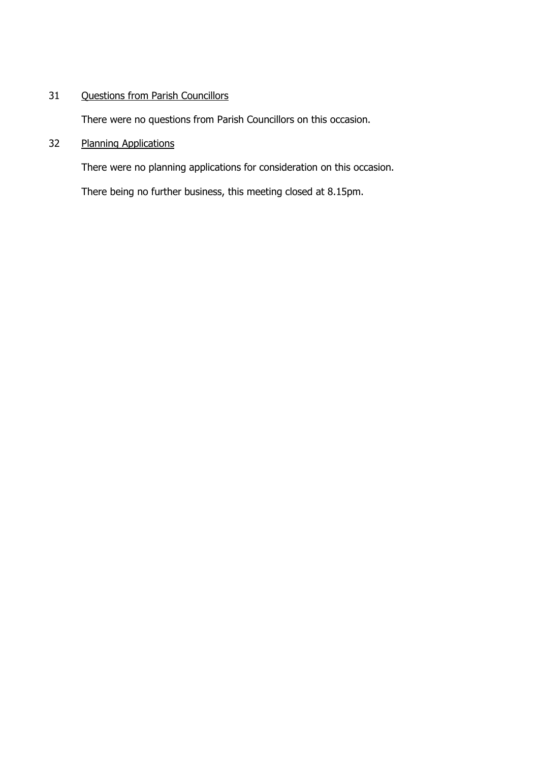31 <u>Questions from Parish Councillors</u>

There were no questions from Parish Councillors on this occasion.

32 <u>Planning Applications</u>

There were no planning applications for consideration on this occasion.

There being no further business, this meeting closed at 8.15pm.